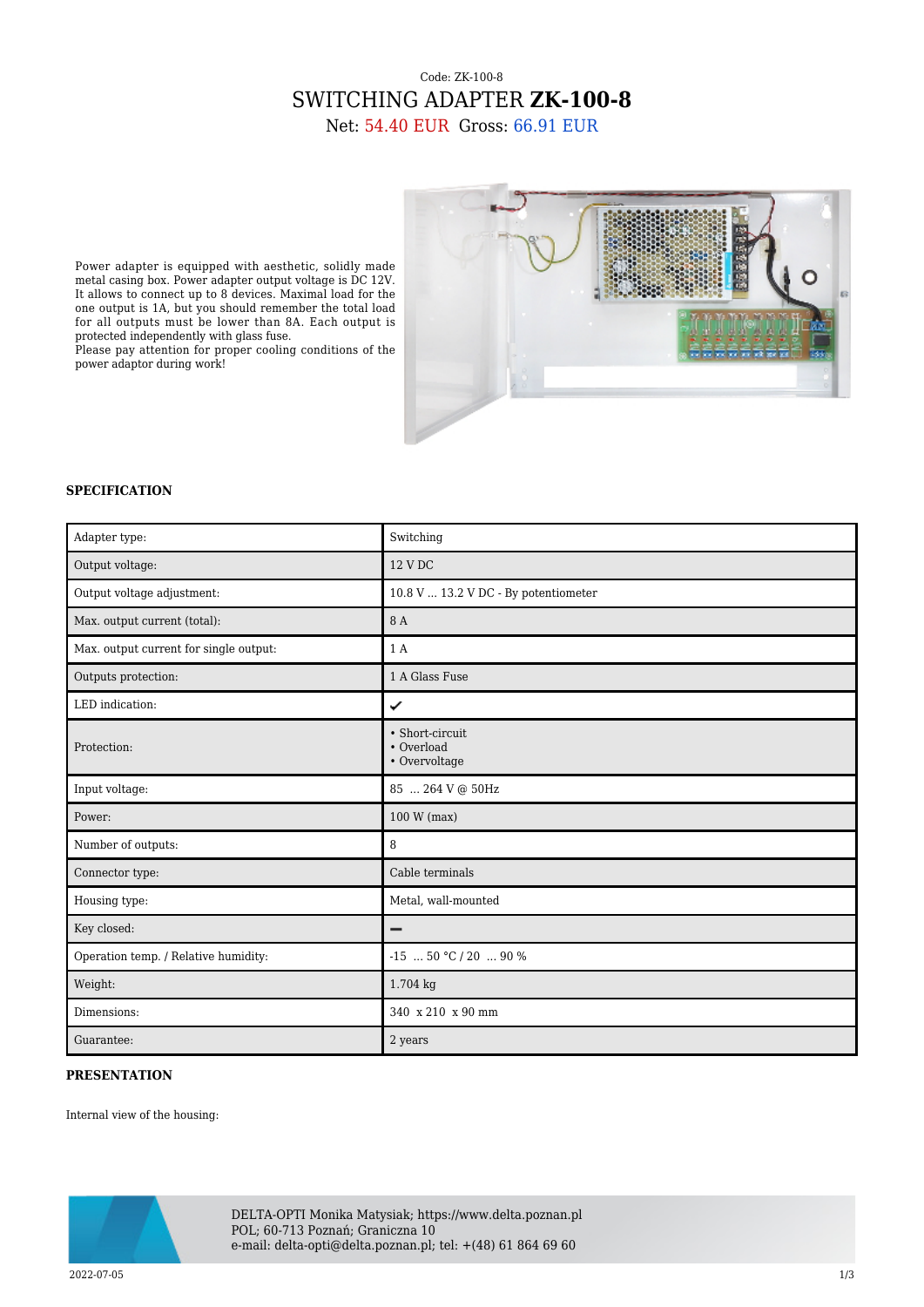Code: ZK-100-8

# SWITCHING ADAPTER **ZK-100-8**

Net: 54.40 EUR Gross: 66.91 EUR

Power adapter is equipped with aesthetic, solidly made metal casing box. Power adapter output voltage is DC 12V. It allows to connect up to 8 devices. Maximal load for the one output is 1A, but you should remember the total load for all outputs must be lower than 8A. Each output is protected independently with glass fuse.
Please pay attention for proper cooling conditions of the power adaptor during work!

### SPECIFICATION

| | |
|---|---|
| Adapter type: | Switching |
| Output voltage: | 12 V DC |
| Output voltage adjustment: | 10.8 V ... 13.2 V DC - By potentiometer |
| Max. output current (total): | 8 A |
| Max. output current for single output: | 1 A |
| Outputs protection: | 1 A Glass Fuse |
| LED indication: | ✔ |
| Protection: | • Short-circuit<br>• Overload<br>• Overvoltage |
| Input voltage: | 85 ... 264 V @ 50Hz |
| Power: | 100 W (max) |
| Number of outputs: | 8 |
| Connector type: | Cable terminals |
| Housing type: | Metal, wall-mounted |
| Key closed: | ━ |
| Operation temp. / Relative humidity: | -15 ... 50 °C / 20 ... 90 % |
| Weight: | 1.704 kg |
| Dimensions: | 340 x 210 x 90 mm |
| Guarantee: | 2 years |

### PRESENTATION

Internal view of the housing:

DELTA-OPTI Monika Matysiak; https://www.delta.poznan.pl
POL; 60-713 Poznań; Graniczna 10
e-mail: delta-opti@delta.poznan.pl; tel: +(48) 61 864 69 60

2022-07-05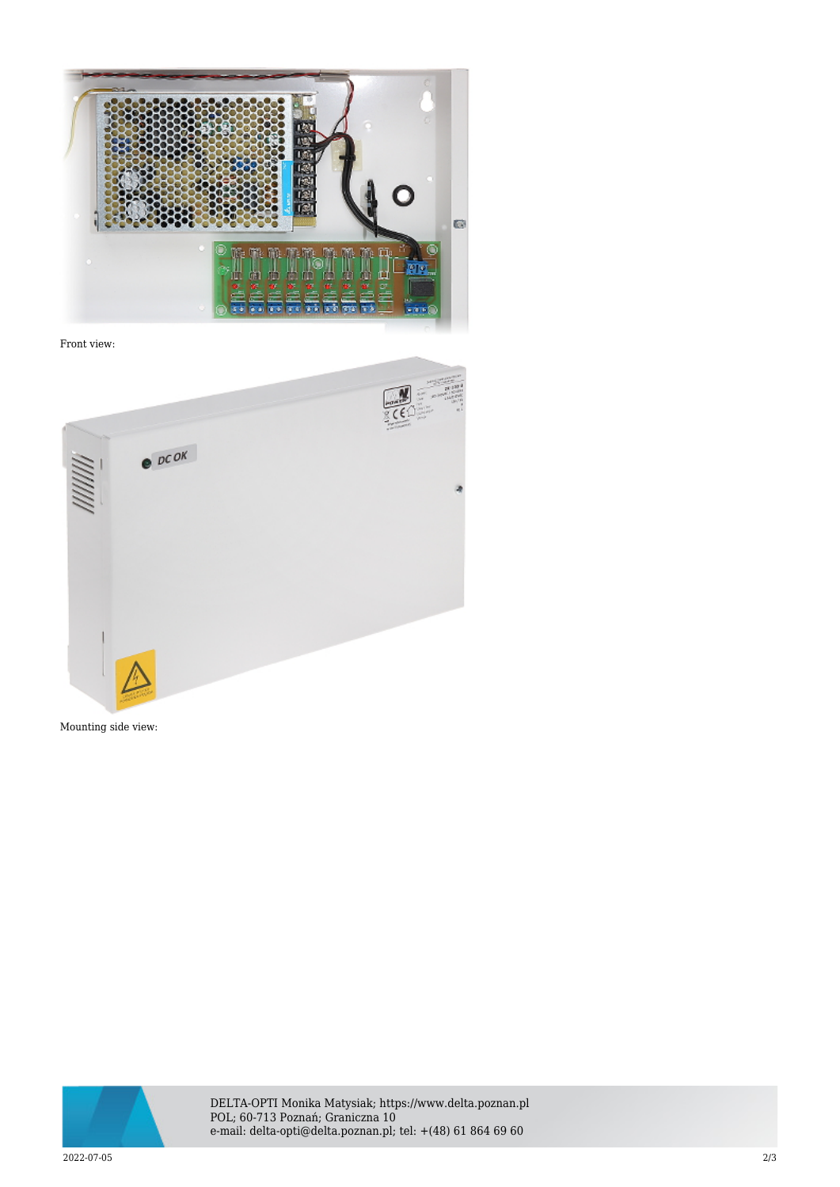Front view:

Mounting side view: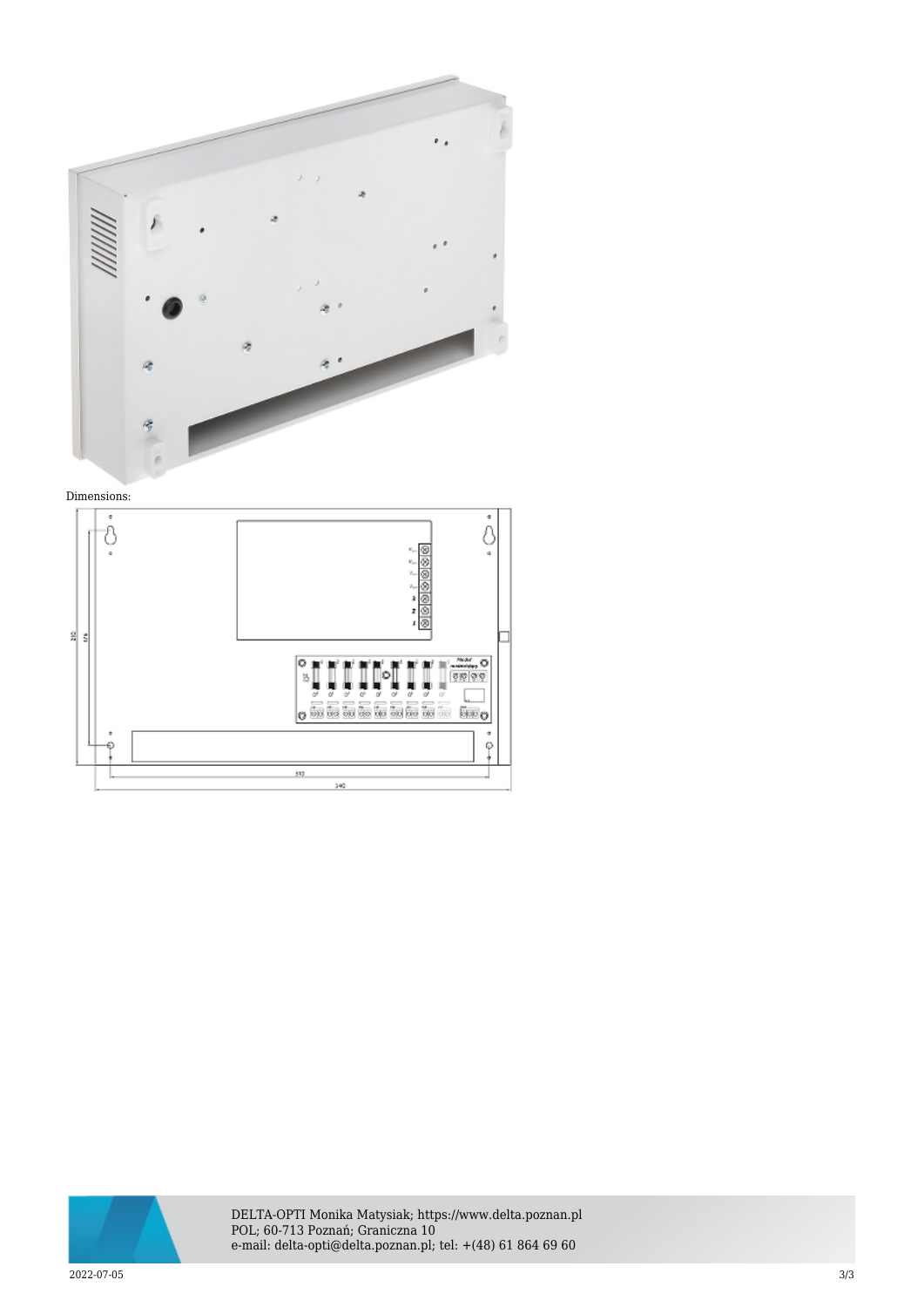Dimensions:

210
179
310
340

DELTA-OPTI Monika Matysiak; https://www.delta.poznan.pl
POL; 60-713 Poznań; Graniczna 10
e-mail: delta-opti@delta.poznan.pl; tel: +(48) 61 864 69 60

2022-07-05